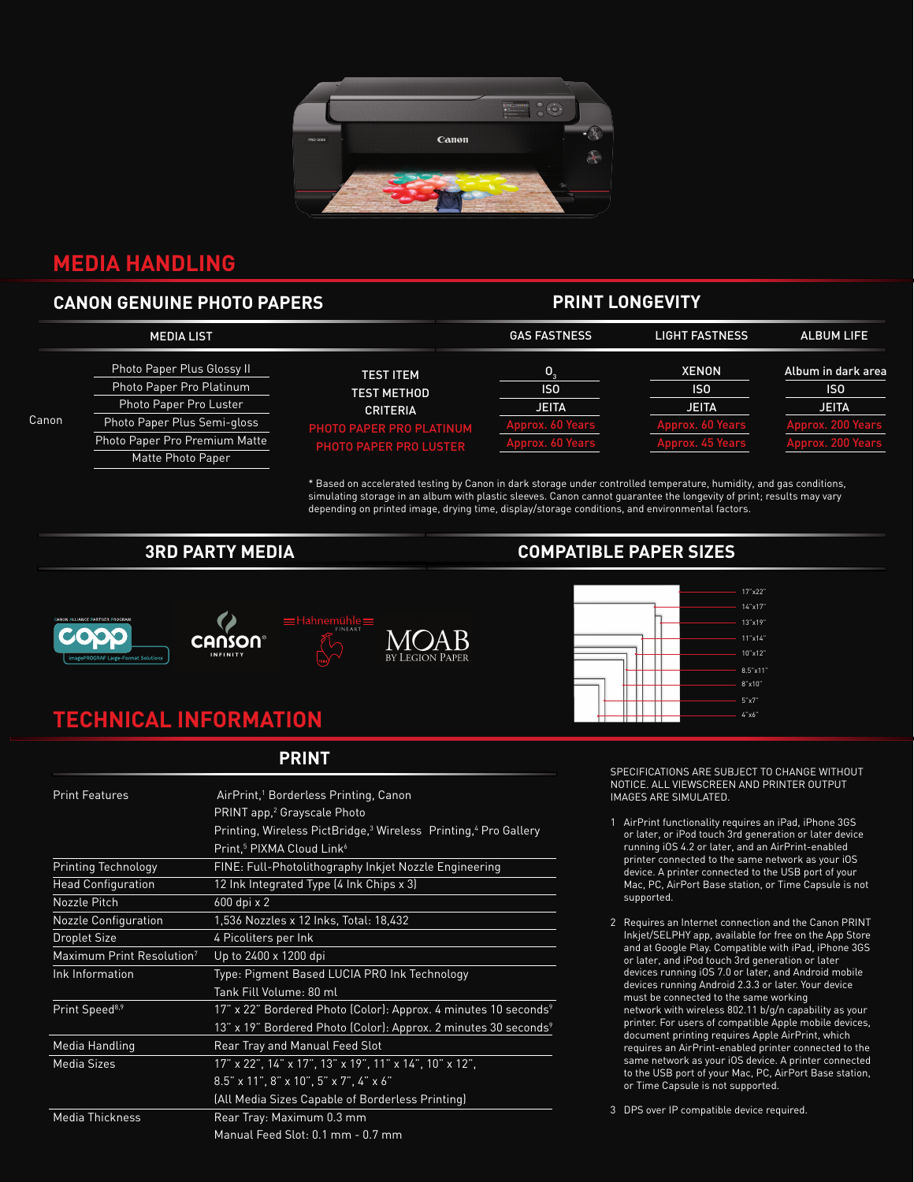## MEDIA HANDLING

### CANON GENUINE PHOTO PAPERS

| | MEDIA LIST |
|---|---|
| Canon | Photo Paper Plus Glossy II |
| | Photo Paper Pro Platinum |
| | Photo Paper Pro Luster |
| | Photo Paper Plus Semi-gloss |
| | Photo Paper Pro Premium Matte |
| | Matte Photo Paper |

### PRINT LONGEVITY

| | GAS FASTNESS | LIGHT FASTNESS | ALBUM LIFE |
|---|---|---|---|
| TEST ITEM | $O_3$ | XENON | Album in dark area |
| TEST METHOD | ISO | ISO | ISO |
| CRITERIA | JEITA | JEITA | JEITA |
| PHOTO PAPER PRO PLATINUM | Approx. 60 Years | Approx. 60 Years | Approx. 200 Years |
| PHOTO PAPER PRO LUSTER | Approx. 60 Years | Approx. 45 Years | Approx. 200 Years |

* Based on accelerated testing by Canon in dark storage under controlled temperature, humidity, and gas conditions, simulating storage in an album with plastic sleeves. Canon cannot guarantee the longevity of print; results may vary depending on printed image, drying time, display/storage conditions, and environmental factors.

### 3RD PARTY MEDIA

CANON ALLIANCE PARTNER PROGRAM — CAPP imagePROGRAF Large-Format Solutions

CANSON INFINITY

Hahnemühle FINEART

MOAB BY LEGION PAPER

### COMPATIBLE PAPER SIZES

17"x22"
14"x17"
13"x19"
11"x14"
10"x12"
8.5"x11"
8"x10"
5"x7"
4"x6"

## TECHNICAL INFORMATION

### PRINT

| | |
|---|---|
| Print Features | AirPrint,[1] Borderless Printing, Canon PRINT app,[2] Grayscale Photo Printing, Wireless PictBridge,[3] Wireless Printing,[4] Pro Gallery Print,[5] PIXMA Cloud Link[6] |
| Printing Technology | FINE: Full-Photolithography Inkjet Nozzle Engineering |
| Head Configuration | 12 Ink Integrated Type (4 Ink Chips x 3) |
| Nozzle Pitch | 600 dpi x 2 |
| Nozzle Configuration | 1,536 Nozzles x 12 Inks, Total: 18,432 |
| Droplet Size | 4 Picoliters per Ink |
| Maximum Print Resolution[7] | Up to 2400 x 1200 dpi |
| Ink Information | Type: Pigment Based LUCIA PRO Ink Technology<br>Tank Fill Volume: 80 ml |
| Print Speed[8,9] | 17" x 22" Bordered Photo (Color): Approx. 4 minutes 10 seconds[9]<br>13" x 19" Bordered Photo (Color): Approx. 2 minutes 30 seconds[9] |
| Media Handling | Rear Tray and Manual Feed Slot |
| Media Sizes | 17" x 22", 14" x 17", 13" x 19", 11" x 14", 10" x 12", 8.5" x 11", 8" x 10", 5" x 7", 4" x 6"<br>(All Media Sizes Capable of Borderless Printing) |
| Media Thickness | Rear Tray: Maximum 0.3 mm<br>Manual Feed Slot: 0.1 mm - 0.7 mm |

SPECIFICATIONS ARE SUBJECT TO CHANGE WITHOUT NOTICE. ALL VIEWSCREEN AND PRINTER OUTPUT IMAGES ARE SIMULATED.

1 AirPrint functionality requires an iPad, iPhone 3GS or later, or iPod touch 3rd generation or later device running iOS 4.2 or later, and an AirPrint-enabled printer connected to the same network as your iOS device. A printer connected to the USB port of your Mac, PC, AirPort Base station, or Time Capsule is not supported.

2 Requires an Internet connection and the Canon PRINT Inkjet/SELPHY app, available for free on the App Store and at Google Play. Compatible with iPad, iPhone 3GS or later, and iPod touch 3rd generation or later devices running iOS 7.0 or later, and Android mobile devices running Android 2.3.3 or later. Your device must be connected to the same working network with wireless 802.11 b/g/n capability as your printer. For users of compatible Apple mobile devices, document printing requires Apple AirPrint, which requires an AirPrint-enabled printer connected to the same network as your iOS device. A printer connected to the USB port of your Mac, PC, AirPort Base station, or Time Capsule is not supported.

3 DPS over IP compatible device required.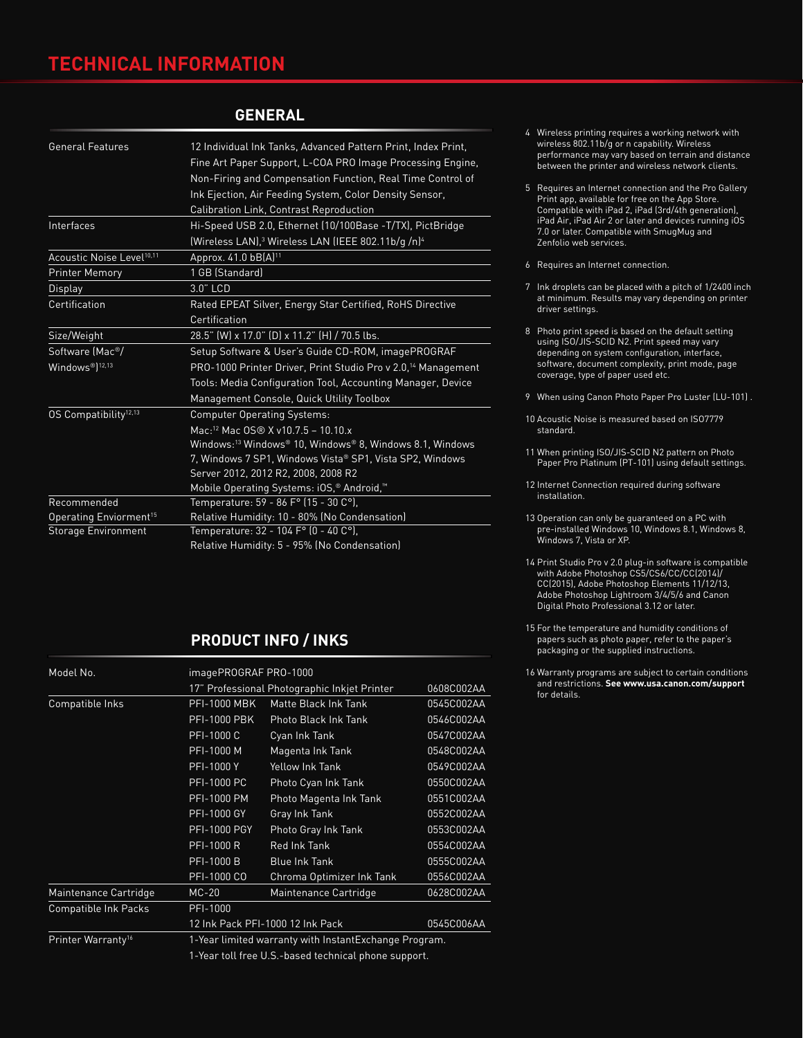# TECHNICAL INFORMATION

## GENERAL

| | |
|---|---|
| General Features | 12 Individual Ink Tanks, Advanced Pattern Print, Index Print, Fine Art Paper Support, L-COA PRO Image Processing Engine, Non-Firing and Compensation Function, Real Time Control of Ink Ejection, Air Feeding System, Color Density Sensor, Calibration Link, Contrast Reproduction |
| Interfaces | Hi-Speed USB 2.0, Ethernet (10/100Base -T/TX), PictBridge (Wireless LAN),[3] Wireless LAN (IEEE 802.11b/g /n)[4] |
| Acoustic Noise Level[10,11] | Approx. 41.0 bB(A)[11] |
| Printer Memory | 1 GB (Standard) |
| Display | 3.0" LCD |
| Certification | Rated EPEAT Silver, Energy Star Certified, RoHS Directive Certification |
| Size/Weight | 28.5" (W) x 17.0" (D) x 11.2" (H) / 70.5 lbs. |
| Software (Mac®/ Windows®)[12,13] | Setup Software & User's Guide CD-ROM, imagePROGRAF PRO-1000 Printer Driver, Print Studio Pro v 2.0,[14] Management Tools: Media Configuration Tool, Accounting Manager, Device Management Console, Quick Utility Toolbox |
| OS Compatibility[12,13] | Computer Operating Systems: Mac:[12] Mac OS® X v10.7.5 – 10.10.x Windows:[13] Windows® 10, Windows® 8, Windows 8.1, Windows 7, Windows 7 SP1, Windows Vista® SP1, Vista SP2, Windows Server 2012, 2012 R2, 2008, 2008 R2 Mobile Operating Systems: iOS,® Android,™ |
| Recommended Operating Enviorment[15] | Temperature: 59 - 86 F° (15 - 30 C°), Relative Humidity: 10 - 80% (No Condensation) |
| Storage Environment | Temperature: 32 - 104 F° (0 - 40 C°), Relative Humidity: 5 - 95% (No Condensation) |

## PRODUCT INFO / INKS

| | | | |
|---|---|---|---|
| Model No. | imagePROGRAF PRO-1000 | | |
| | 17" Professional Photographic Inkjet Printer | | 0608C002AA |
| Compatible Inks | PFI-1000 MBK | Matte Black Ink Tank | 0545C002AA |
| | PFI-1000 PBK | Photo Black Ink Tank | 0546C002AA |
| | PFI-1000 C | Cyan Ink Tank | 0547C002AA |
| | PFI-1000 M | Magenta Ink Tank | 0548C002AA |
| | PFI-1000 Y | Yellow Ink Tank | 0549C002AA |
| | PFI-1000 PC | Photo Cyan Ink Tank | 0550C002AA |
| | PFI-1000 PM | Photo Magenta Ink Tank | 0551C002AA |
| | PFI-1000 GY | Gray Ink Tank | 0552C002AA |
| | PFI-1000 PGY | Photo Gray Ink Tank | 0553C002AA |
| | PFI-1000 R | Red Ink Tank | 0554C002AA |
| | PFI-1000 B | Blue Ink Tank | 0555C002AA |
| | PFI-1000 CO | Chroma Optimizer Ink Tank | 0556C002AA |
| Maintenance Cartridge | MC-20 | Maintenance Cartridge | 0628C002AA |
| Compatible Ink Packs | PFI-1000 | | |
| | 12 Ink Pack PFI-1000 12 Ink Pack | | 0545C006AA |
| Printer Warranty[16] | 1-Year limited warranty with InstantExchange Program. | | |
| | 1-Year toll free U.S.-based technical phone support. | | |

4 Wireless printing requires a working network with wireless 802.11b/g or n capability. Wireless performance may vary based on terrain and distance between the printer and wireless network clients.

5 Requires an Internet connection and the Pro Gallery Print app, available for free on the App Store. Compatible with iPad 2, iPad (3rd/4th generation), iPad Air, iPad Air 2 or later and devices running iOS 7.0 or later. Compatible with SmugMug and Zenfolio web services.

6 Requires an Internet connection.

7 Ink droplets can be placed with a pitch of 1/2400 inch at minimum. Results may vary depending on printer driver settings.

8 Photo print speed is based on the default setting using ISO/JIS-SCID N2. Print speed may vary depending on system configuration, interface, software, document complexity, print mode, page coverage, type of paper used etc.

9 When using Canon Photo Paper Pro Luster (LU-101) .

10 Acoustic Noise is measured based on ISO7779 standard.

11 When printing ISO/JIS-SCID N2 pattern on Photo Paper Pro Platinum (PT-101) using default settings.

12 Internet Connection required during software installation.

13 Operation can only be guaranteed on a PC with pre-installed Windows 10, Windows 8.1, Windows 8, Windows 7, Vista or XP.

14 Print Studio Pro v 2.0 plug-in software is compatible with Adobe Photoshop CS5/CS6/CC/CC(2014)/CC(2015), Adobe Photoshop Elements 11/12/13, Adobe Photoshop Lightroom 3/4/5/6 and Canon Digital Photo Professional 3.12 or later.

15 For the temperature and humidity conditions of papers such as photo paper, refer to the paper's packaging or the supplied instructions.

16 Warranty programs are subject to certain conditions and restrictions. **See www.usa.canon.com/support** for details.